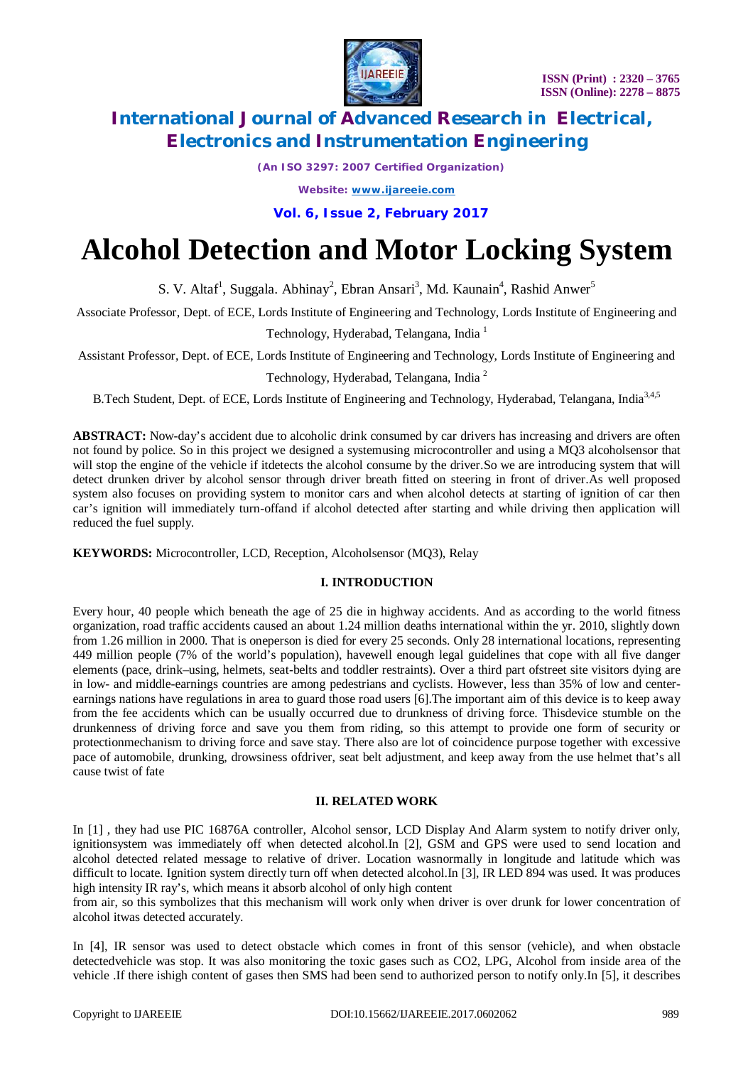# Alcohol Detection and Motor Locking System

S. V. Altaf[1], Suggala. Abhinay[2], Ebran Ansari[3], Md. Kaunain[4], Rashid Anwer[5]

Associate Professor, Dept. of ECE, Lords Institute of Engineering and Technology, Lords Institute of Engineering and Technology, Hyderabad, Telangana, India [1]

Assistant Professor, Dept. of ECE, Lords Institute of Engineering and Technology, Lords Institute of Engineering and Technology, Hyderabad, Telangana, India [2]

B.Tech Student, Dept. of ECE, Lords Institute of Engineering and Technology, Hyderabad, Telangana, India[3,4,5]

**ABSTRACT:** Now-day's accident due to alcoholic drink consumed by car drivers has increasing and drivers are often not found by police. So in this project we designed a systemusing microcontroller and using a MQ3 alcoholsensor that will stop the engine of the vehicle if itdetects the alcohol consume by the driver.So we are introducing system that will detect drunken driver by alcohol sensor through driver breath fitted on steering in front of driver.As well proposed system also focuses on providing system to monitor cars and when alcohol detects at starting of ignition of car then car's ignition will immediately turn-offand if alcohol detected after starting and while driving then application will reduced the fuel supply.

**KEYWORDS:** Microcontroller, LCD, Reception, Alcoholsensor (MQ3), Relay

## I. INTRODUCTION

Every hour, 40 people which beneath the age of 25 die in highway accidents. And as according to the world fitness organization, road traffic accidents caused an about 1.24 million deaths international within the yr. 2010, slightly down from 1.26 million in 2000. That is oneperson is died for every 25 seconds. Only 28 international locations, representing 449 million people (7% of the world's population), havewell enough legal guidelines that cope with all five danger elements (pace, drink–using, helmets, seat-belts and toddler restraints). Over a third part ofstreet site visitors dying are in low- and middle-earnings countries are among pedestrians and cyclists. However, less than 35% of low and center-earnings nations have regulations in area to guard those road users [6].The important aim of this device is to keep away from the fee accidents which can be usually occurred due to drunkness of driving force. Thisdevice stumble on the drunkenness of driving force and save you them from riding, so this attempt to provide one form of security or protectionmechanism to driving force and save stay. There also are lot of coincidence purpose together with excessive pace of automobile, drunking, drowsiness ofdriver, seat belt adjustment, and keep away from the use helmet that's all cause twist of fate

## II. RELATED WORK

In [1] , they had use PIC 16876A controller, Alcohol sensor, LCD Display And Alarm system to notify driver only, ignitionsystem was immediately off when detected alcohol.In [2], GSM and GPS were used to send location and alcohol detected related message to relative of driver. Location wasnormally in longitude and latitude which was difficult to locate. Ignition system directly turn off when detected alcohol.In [3], IR LED 894 was used. It was produces high intensity IR ray's, which means it absorb alcohol of only high content from air, so this symbolizes that this mechanism will work only when driver is over drunk for lower concentration of alcohol itwas detected accurately.

In [4], IR sensor was used to detect obstacle which comes in front of this sensor (vehicle), and when obstacle detectedvehicle was stop. It was also monitoring the toxic gases such as CO2, LPG, Alcohol from inside area of the vehicle .If there ishigh content of gases then SMS had been send to authorized person to notify only.In [5], it describes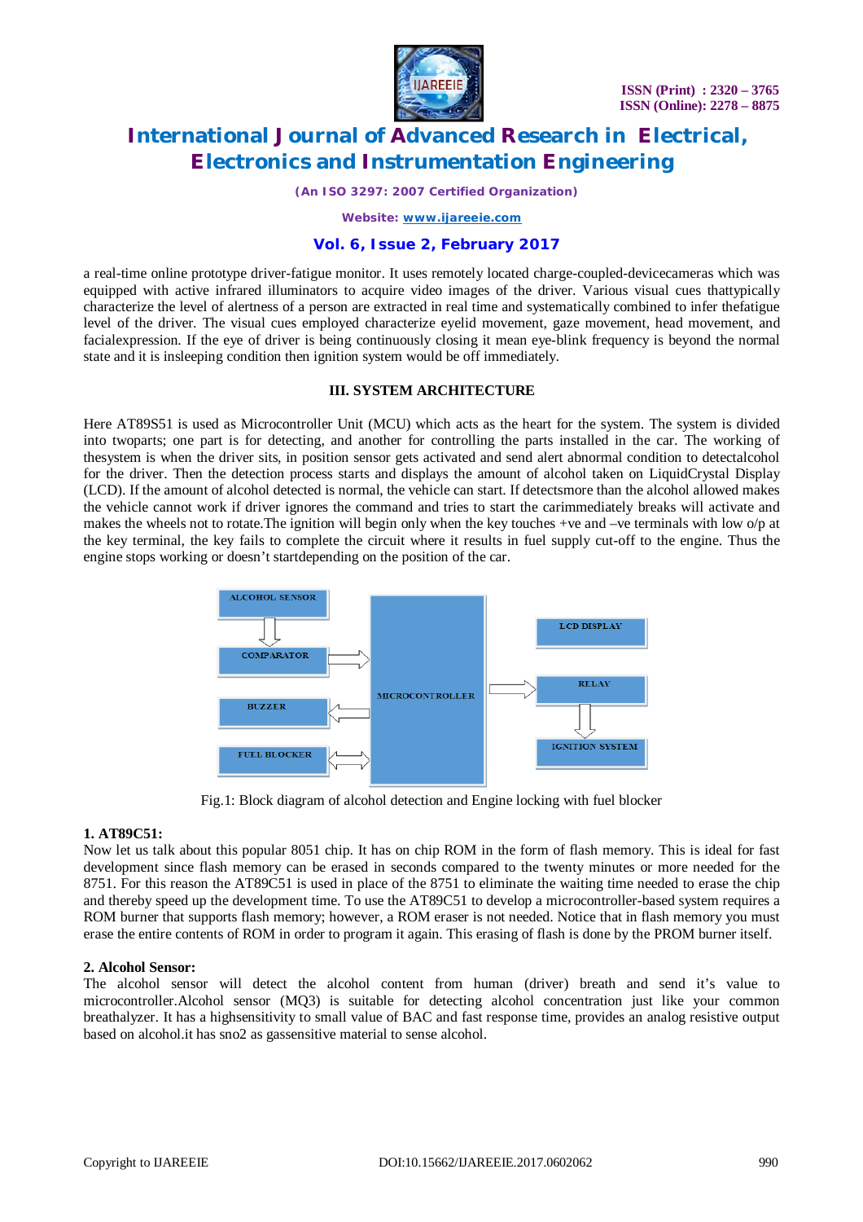a real-time online prototype driver-fatigue monitor. It uses remotely located charge-coupled-devicecameras which was equipped with active infrared illuminators to acquire video images of the driver. Various visual cues thattypically characterize the level of alertness of a person are extracted in real time and systematically combined to infer thefatigue level of the driver. The visual cues employed characterize eyelid movement, gaze movement, head movement, and facialexpression. If the eye of driver is being continuously closing it mean eye-blink frequency is beyond the normal state and it is insleeping condition then ignition system would be off immediately.

## III. SYSTEM ARCHITECTURE

Here AT89S51 is used as Microcontroller Unit (MCU) which acts as the heart for the system. The system is divided into twoparts; one part is for detecting, and another for controlling the parts installed in the car. The working of thesystem is when the driver sits, in position sensor gets activated and send alert abnormal condition to detectalcohol for the driver. Then the detection process starts and displays the amount of alcohol taken on LiquidCrystal Display (LCD). If the amount of alcohol detected is normal, the vehicle can start. If detectsmore than the alcohol allowed makes the vehicle cannot work if driver ignores the command and tries to start the carimmediately breaks will activate and makes the wheels not to rotate.The ignition will begin only when the key touches +ve and –ve terminals with low o/p at the key terminal, the key fails to complete the circuit where it results in fuel supply cut-off to the engine. Thus the engine stops working or doesn't startdepending on the position of the car.

ALCOHOL SENSOR → COMPARATOR → MICROCONTROLLER; MICROCONTROLLER → BUZZER; FUEL BLOCKER ↔ MICROCONTROLLER; MICROCONTROLLER → RELAY → IGNITION SYSTEM; LCD DISPLAY

Fig.1: Block diagram of alcohol detection and Engine locking with fuel blocker

**1. AT89C51:**
Now let us talk about this popular 8051 chip. It has on chip ROM in the form of flash memory. This is ideal for fast development since flash memory can be erased in seconds compared to the twenty minutes or more needed for the 8751. For this reason the AT89C51 is used in place of the 8751 to eliminate the waiting time needed to erase the chip and thereby speed up the development time. To use the AT89C51 to develop a microcontroller-based system requires a ROM burner that supports flash memory; however, a ROM eraser is not needed. Notice that in flash memory you must erase the entire contents of ROM in order to program it again. This erasing of flash is done by the PROM burner itself.

**2. Alcohol Sensor:**
The alcohol sensor will detect the alcohol content from human (driver) breath and send it's value to microcontroller.Alcohol sensor (MQ3) is suitable for detecting alcohol concentration just like your common breathalyzer. It has a highsensitivity to small value of BAC and fast response time, provides an analog resistive output based on alcohol.it has sno2 as gassensitive material to sense alcohol.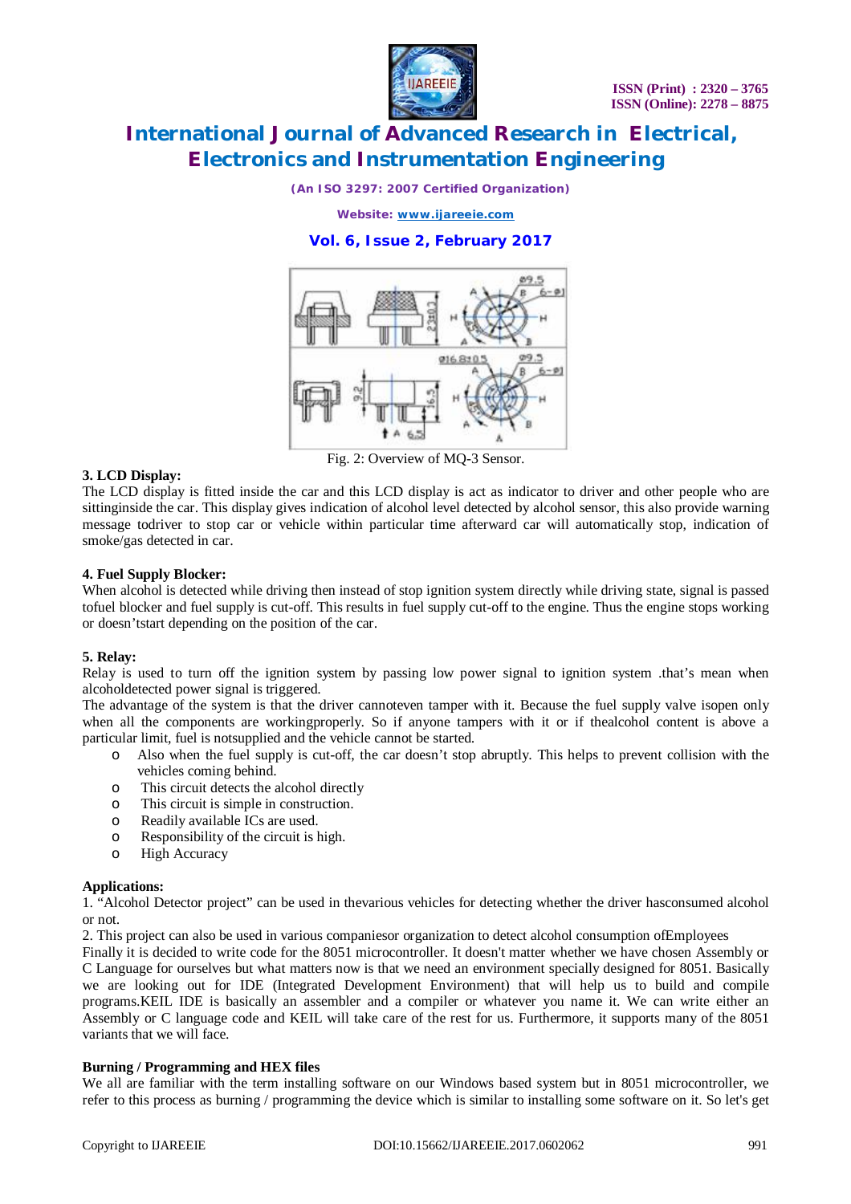Fig. 2: Overview of MQ-3 Sensor.

**3. LCD Display:**

The LCD display is fitted inside the car and this LCD display is act as indicator to driver and other people who are sittinginside the car. This display gives indication of alcohol level detected by alcohol sensor, this also provide warning message todriver to stop car or vehicle within particular time afterward car will automatically stop, indication of smoke/gas detected in car.

**4. Fuel Supply Blocker:**

When alcohol is detected while driving then instead of stop ignition system directly while driving state, signal is passed tofuel blocker and fuel supply is cut-off. This results in fuel supply cut-off to the engine. Thus the engine stops working or doesn'tstart depending on the position of the car.

**5. Relay:**

Relay is used to turn off the ignition system by passing low power signal to ignition system .that's mean when alcoholdetected power signal is triggered.

The advantage of the system is that the driver cannoteven tamper with it. Because the fuel supply valve isopen only when all the components are workingproperly. So if anyone tampers with it or if thealcohol content is above a particular limit, fuel is notsupplied and the vehicle cannot be started.

- Also when the fuel supply is cut-off, the car doesn't stop abruptly. This helps to prevent collision with the vehicles coming behind.
- This circuit detects the alcohol directly
- This circuit is simple in construction.
- Readily available ICs are used.
- Responsibility of the circuit is high.
- High Accuracy

**Applications:**

1. "Alcohol Detector project" can be used in thevarious vehicles for detecting whether the driver hasconsumed alcohol or not.
2. This project can also be used in various companiesor organization to detect alcohol consumption ofEmployees

Finally it is decided to write code for the 8051 microcontroller. It doesn't matter whether we have chosen Assembly or C Language for ourselves but what matters now is that we need an environment specially designed for 8051. Basically we are looking out for IDE (Integrated Development Environment) that will help us to build and compile programs.KEIL IDE is basically an assembler and a compiler or whatever you name it. We can write either an Assembly or C language code and KEIL will take care of the rest for us. Furthermore, it supports many of the 8051 variants that we will face.

**Burning / Programming and HEX files**

We all are familiar with the term installing software on our Windows based system but in 8051 microcontroller, we refer to this process as burning / programming the device which is similar to installing some software on it. So let's get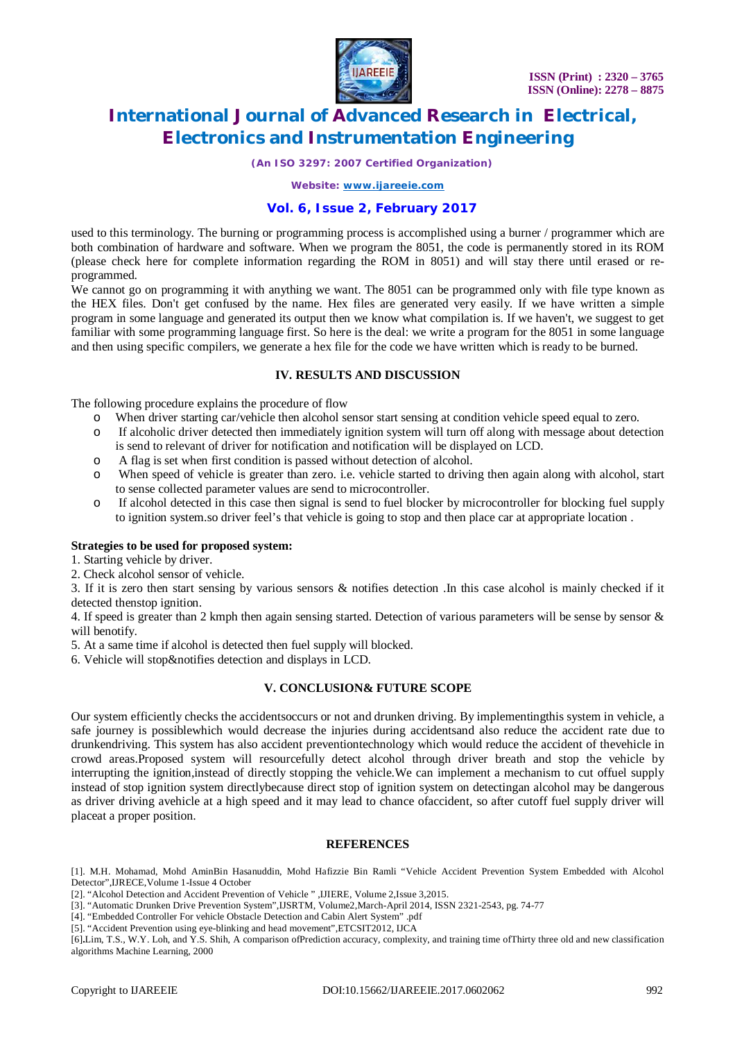used to this terminology. The burning or programming process is accomplished using a burner / programmer which are both combination of hardware and software. When we program the 8051, the code is permanently stored in its ROM (please check here for complete information regarding the ROM in 8051) and will stay there until erased or re-programmed.

We cannot go on programming it with anything we want. The 8051 can be programmed only with file type known as the HEX files. Don't get confused by the name. Hex files are generated very easily. If we have written a simple program in some language and generated its output then we know what compilation is. If we haven't, we suggest to get familiar with some programming language first. So here is the deal: we write a program for the 8051 in some language and then using specific compilers, we generate a hex file for the code we have written which is ready to be burned.

## IV. RESULTS AND DISCUSSION

The following procedure explains the procedure of flow

- When driver starting car/vehicle then alcohol sensor start sensing at condition vehicle speed equal to zero.
- If alcoholic driver detected then immediately ignition system will turn off along with message about detection is send to relevant of driver for notification and notification will be displayed on LCD.
- A flag is set when first condition is passed without detection of alcohol.
- When speed of vehicle is greater than zero. i.e. vehicle started to driving then again along with alcohol, start to sense collected parameter values are send to microcontroller.
- If alcohol detected in this case then signal is send to fuel blocker by microcontroller for blocking fuel supply to ignition system.so driver feel's that vehicle is going to stop and then place car at appropriate location .

**Strategies to be used for proposed system:**

1. Starting vehicle by driver.
2. Check alcohol sensor of vehicle.
3. If it is zero then start sensing by various sensors & notifies detection .In this case alcohol is mainly checked if it detected thenstop ignition.
4. If speed is greater than 2 kmph then again sensing started. Detection of various parameters will be sense by sensor & will benotify.
5. At a same time if alcohol is detected then fuel supply will blocked.
6. Vehicle will stop&notifies detection and displays in LCD.

## V. CONCLUSION& FUTURE SCOPE

Our system efficiently checks the accidentsoccurs or not and drunken driving. By implementingthis system in vehicle, a safe journey is possiblewhich would decrease the injuries during accidentsand also reduce the accident rate due to drunkendriving. This system has also accident preventiontechnology which would reduce the accident of thevehicle in crowd areas.Proposed system will resourcefully detect alcohol through driver breath and stop the vehicle by interrupting the ignition,instead of directly stopping the vehicle.We can implement a mechanism to cut offuel supply instead of stop ignition system directlybecause direct stop of ignition system on detectingan alcohol may be dangerous as driver driving avehicle at a high speed and it may lead to chance ofaccident, so after cutoff fuel supply driver will placeat a proper position.

## REFERENCES

[1]. M.H. Mohamad, Mohd AminBin Hasanuddin, Mohd Hafizzie Bin Ramli "Vehicle Accident Prevention System Embedded with Alcohol Detector",IJRECE,Volume 1-Issue 4 October

[2]. "Alcohol Detection and Accident Prevention of Vehicle " ,IJIERE, Volume 2,Issue 3,2015.

[3]. "Automatic Drunken Drive Prevention System",IJSRTM, Volume2,March-April 2014, ISSN 2321-2543, pg. 74-77

[4]. "Embedded Controller For vehicle Obstacle Detection and Cabin Alert System" .pdf

[5]. "Accident Prevention using eye-blinking and head movement",ETCSIT2012, IJCA

[6].Lim, T.S., W.Y. Loh, and Y.S. Shih, A comparison ofPrediction accuracy, complexity, and training time ofThirty three old and new classification algorithms Machine Learning, 2000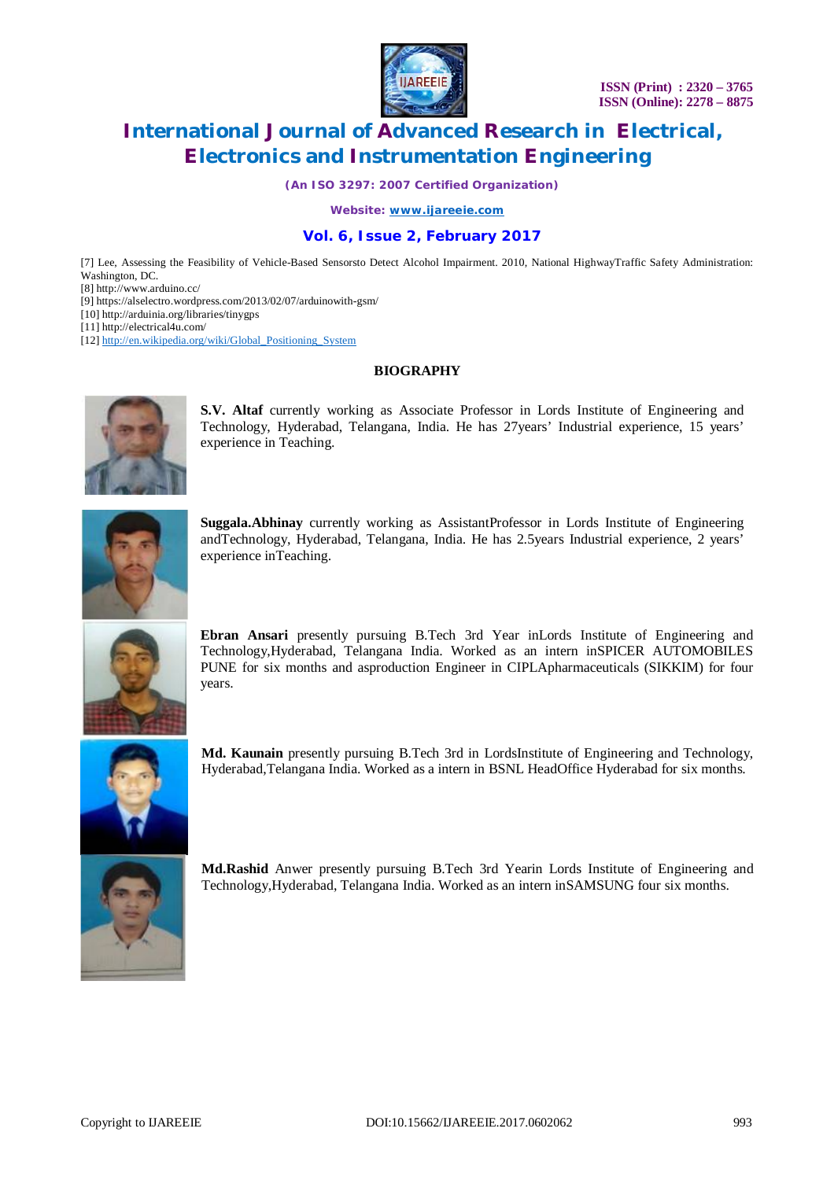[7] Lee, Assessing the Feasibility of Vehicle-Based Sensorsto Detect Alcohol Impairment. 2010, National HighwayTraffic Safety Administration: Washington, DC.
[8] http://www.arduino.cc/
[9] https://alselectro.wordpress.com/2013/02/07/arduinowith-gsm/
[10] http://arduinia.org/libraries/tinygps
[11] http://electrical4u.com/
[12] http://en.wikipedia.org/wiki/Global_Positioning_System

## BIOGRAPHY

**S.V. Altaf** currently working as Associate Professor in Lords Institute of Engineering and Technology, Hyderabad, Telangana, India. He has 27years' Industrial experience, 15 years' experience in Teaching.

**Suggala.Abhinay** currently working as AssistantProfessor in Lords Institute of Engineering andTechnology, Hyderabad, Telangana, India. He has 2.5years Industrial experience, 2 years' experience inTeaching.

**Ebran Ansari** presently pursuing B.Tech 3rd Year inLords Institute of Engineering and Technology,Hyderabad, Telangana India. Worked as an intern inSPICER AUTOMOBILES PUNE for six months and asproduction Engineer in CIPLApharmaceuticals (SIKKIM) for four years.

**Md. Kaunain** presently pursuing B.Tech 3rd in LordsInstitute of Engineering and Technology, Hyderabad,Telangana India. Worked as a intern in BSNL HeadOffice Hyderabad for six months.

**Md.Rashid** Anwer presently pursuing B.Tech 3rd Yearin Lords Institute of Engineering and Technology,Hyderabad, Telangana India. Worked as an intern inSAMSUNG four six months.